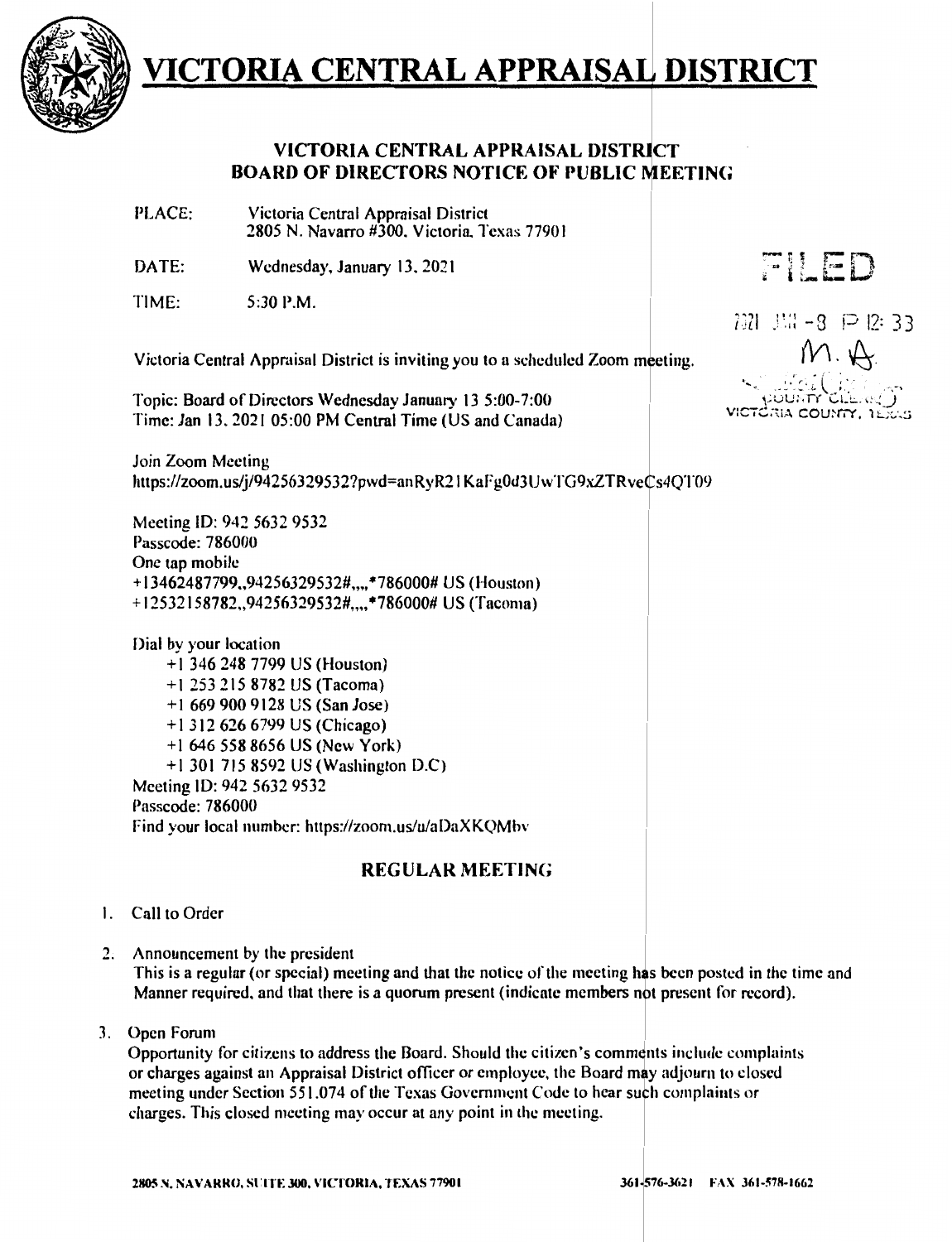# VICTORIA CENTRAL APPRAISAL DISTRICT

## VICTORIA CENTRAL APPRAISAL DISTRICT
## BOARD OF DIRECTORS NOTICE OF PUBLIC MEETING

PLACE: Victoria Central Appraisal District
2805 N. Navarro #300, Victoria, Texas 77901

DATE: Wednesday, January 13, 2021

TIME: 5:30 P.M.

FILED

2021 JAN -8 P 12:33

M. A.

COUNTY CLERK
VICTORIA COUNTY, TEXAS

Victoria Central Appraisal District is inviting you to a scheduled Zoom meeting.

Topic: Board of Directors Wednesday January 13 5:00-7:00
Time: Jan 13, 2021 05:00 PM Central Time (US and Canada)

Join Zoom Meeting
https://zoom.us/j/94256329532?pwd=anRyR21KaFg0d3UwTG9xZTRveCs4QT09

Meeting ID: 942 5632 9532
Passcode: 786000
One tap mobile
+13462487799,,94256329532#,,,,*786000# US (Houston)
+12532158782,,94256329532#,,,,*786000# US (Tacoma)

Dial by your location
- +1 346 248 7799 US (Houston)
- +1 253 215 8782 US (Tacoma)
- +1 669 900 9128 US (San Jose)
- +1 312 626 6799 US (Chicago)
- +1 646 558 8656 US (New York)
- +1 301 715 8592 US (Washington D.C)

Meeting ID: 942 5632 9532
Passcode: 786000
Find your local number: https://zoom.us/u/aDaXKQMbv

## REGULAR MEETING

1. Call to Order

2. Announcement by the president
   This is a regular (or special) meeting and that the notice of the meeting has been posted in the time and Manner required, and that there is a quorum present (indicate members not present for record).

3. Open Forum
   Opportunity for citizens to address the Board. Should the citizen's comments include complaints or charges against an Appraisal District officer or employee, the Board may adjourn to closed meeting under Section 551.074 of the Texas Government Code to hear such complaints or charges. This closed meeting may occur at any point in the meeting.

2805 N. NAVARRO, SUITE 300, VICTORIA, TEXAS 77901 361-576-3621 FAX 361-578-1662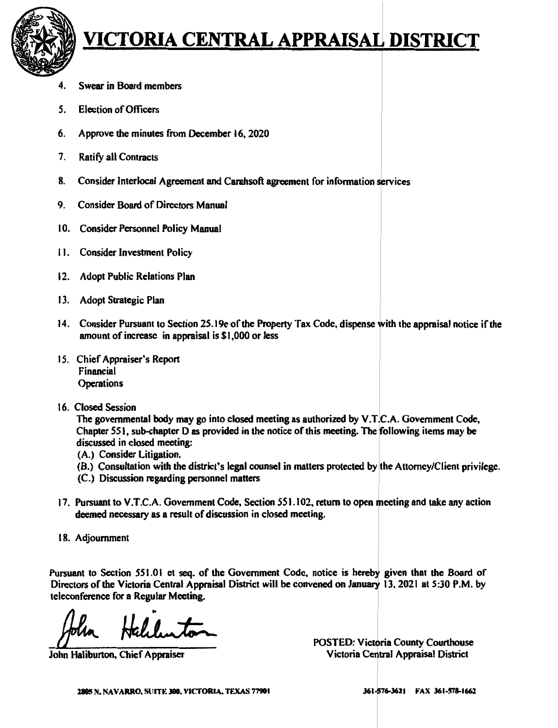# VICTORIA CENTRAL APPRAISAL DISTRICT

4. Swear in Board members
5. Election of Officers
6. Approve the minutes from December 16, 2020
7. Ratify all Contracts
8. Consider Interlocal Agreement and Carahsoft agreement for information services
9. Consider Board of Directors Manual
10. Consider Personnel Policy Manual
11. Consider Investment Policy
12. Adopt Public Relations Plan
13. Adopt Strategic Plan
14. Consider Pursuant to Section 25.19e of the Property Tax Code, dispense with the appraisal notice if the amount of increase in appraisal is $1,000 or less
15. Chief Appraiser's Report
    Financial
    Operations
16. Closed Session
    The governmental body may go into closed meeting as authorized by V.T.C.A. Government Code, Chapter 551, sub-chapter D as provided in the notice of this meeting. The following items may be discussed in closed meeting:
    (A.) Consider Litigation.
    (B.) Consultation with the district's legal counsel in matters protected by the Attorney/Client privilege.
    (C.) Discussion regarding personnel matters
17. Pursuant to V.T.C.A. Government Code, Section 551.102, return to open meeting and take any action deemed necessary as a result of discussion in closed meeting.
18. Adjournment

Pursuant to Section 551.01 et seq. of the Government Code, notice is hereby given that the Board of Directors of the Victoria Central Appraisal District will be convened on January 13, 2021 at 5:30 P.M. by teleconference for a Regular Meeting.

John Haliburton

John Haliburton, Chief Appraiser

POSTED: Victoria County Courthouse
Victoria Central Appraisal District

2805 N. NAVARRO, SUITE 300, VICTORIA, TEXAS 77901 361-576-3621 FAX 361-578-1662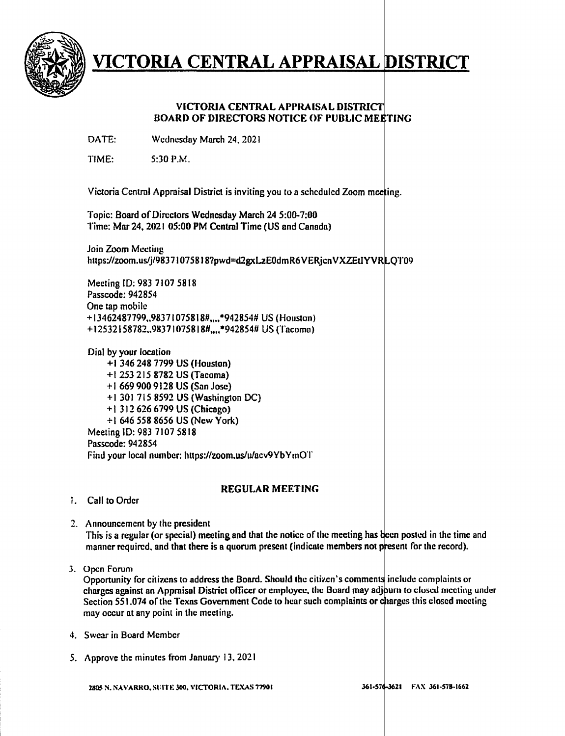# VICTORIA CENTRAL APPRAISAL DISTRICT

**VICTORIA CENTRAL APPRAISAL DISTRICT**
**BOARD OF DIRECTORS NOTICE OF PUBLIC MEETING**

DATE: Wednesday March 24, 2021

TIME: 5:30 P.M.

Victoria Central Appraisal District is inviting you to a scheduled Zoom meeting.

Topic: Board of Directors Wednesday March 24 5:00-7:00
Time: Mar 24, 2021 05:00 PM Central Time (US and Canada)

Join Zoom Meeting
https://zoom.us/j/98371075818?pwd=d2gxLzE0dmR6VERjcnVXZEtIYVRLQT09

Meeting ID: 983 7107 5818
Passcode: 942854
One tap mobile
+13462487799,,98371075818#,,,,*942854# US (Houston)
+12532158782,,98371075818#,,,,*942854# US (Tacoma)

Dial by your location
+1 346 248 7799 US (Houston)
+1 253 215 8782 US (Tacoma)
+1 669 900 9128 US (San Jose)
+1 301 715 8592 US (Washington DC)
+1 312 626 6799 US (Chicago)
+1 646 558 8656 US (New York)
Meeting ID: 983 7107 5818
Passcode: 942854
Find your local number: https://zoom.us/u/acv9YbYmOT

## REGULAR MEETING

1. Call to Order

2. Announcement by the president
   This is a regular (or special) meeting and that the notice of the meeting has been posted in the time and manner required, and that there is a quorum present (indicate members not present for the record).

3. Open Forum
   Opportunity for citizens to address the Board. Should the citizen's comments include complaints or charges against an Appraisal District officer or employee, the Board may adjourn to closed meeting under Section 551.074 of the Texas Government Code to hear such complaints or charges this closed meeting may occur at any point in the meeting.

4. Swear in Board Member

5. Approve the minutes from January 13, 2021

2805 N. NAVARRO, SUITE 300, VICTORIA, TEXAS 77901 361-576-3621 FAX 361-578-1662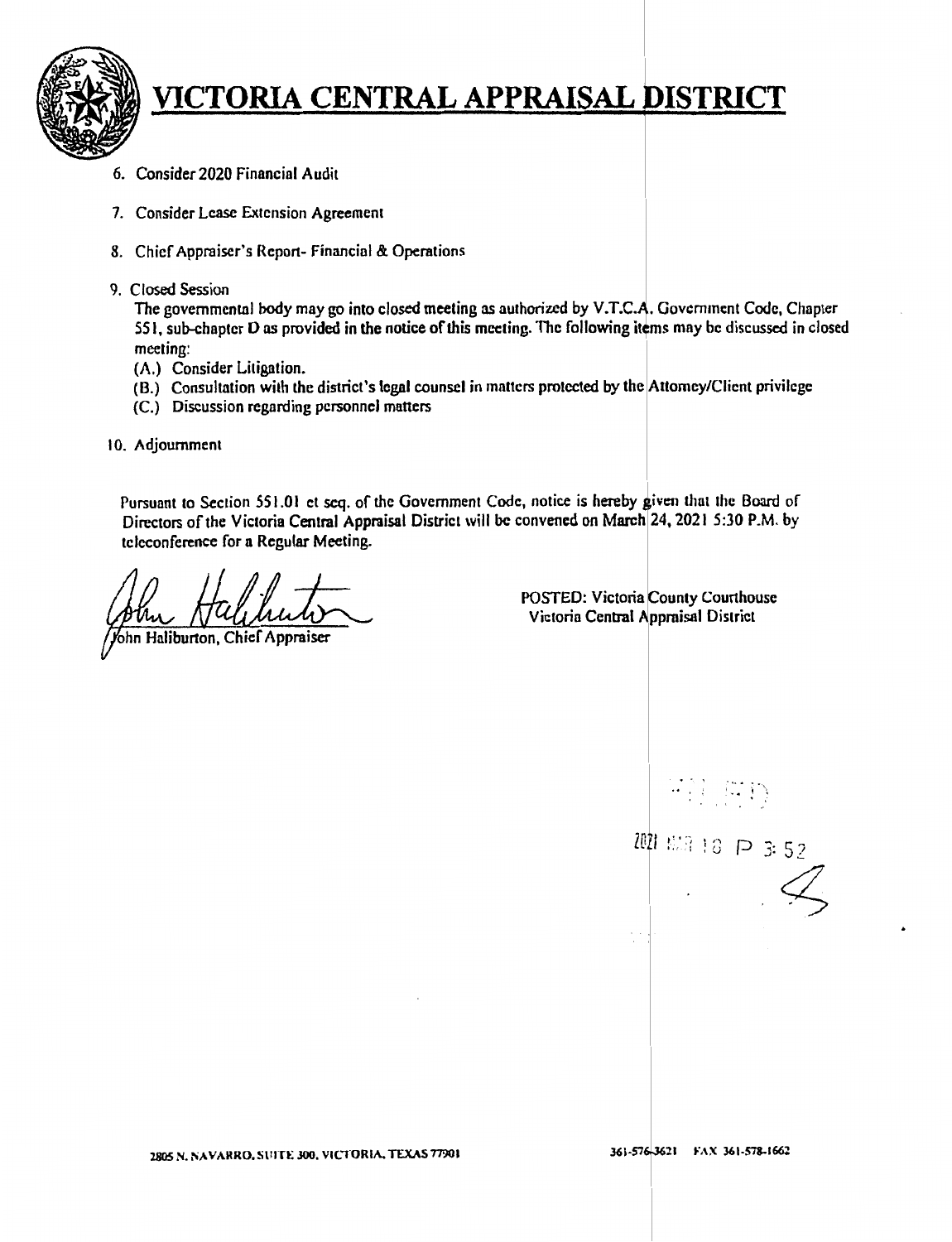# VICTORIA CENTRAL APPRAISAL DISTRICT

6. Consider 2020 Financial Audit

7. Consider Lease Extension Agreement

8. Chief Appraiser's Report- Financial & Operations

9. Closed Session

   The governmental body may go into closed meeting as authorized by V.T.C.A. Government Code, Chapter 551, sub-chapter D as provided in the notice of this meeting. The following items may be discussed in closed meeting:

   (A.) Consider Litigation.

   (B.) Consultation with the district's legal counsel in matters protected by the Attorney/Client privilege

   (C.) Discussion regarding personnel matters

10. Adjournment

Pursuant to Section 551.01 et seq. of the Government Code, notice is hereby given that the Board of Directors of the Victoria Central Appraisal District will be convened on March 24, 2021 5:30 P.M. by teleconference for a Regular Meeting.

John Haliburton, Chief Appraiser

POSTED: Victoria County Courthouse
Victoria Central Appraisal District

FILED

2021 MAR 18 P 3:52

2805 N. NAVARRO, SUITE 300, VICTORIA, TEXAS 77901

361-576-3621 FAX 361-578-1662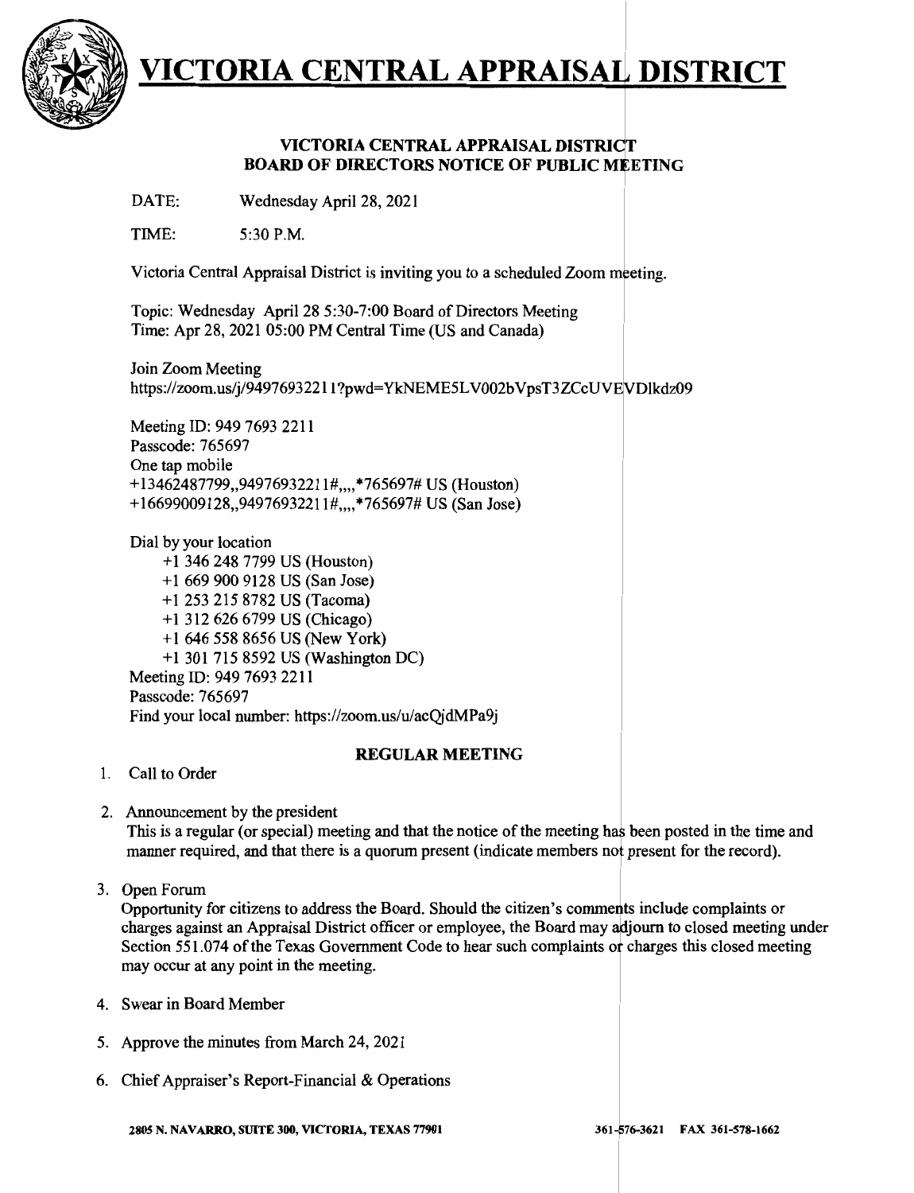# VICTORIA CENTRAL APPRAISAL DISTRICT

**VICTORIA CENTRAL APPRAISAL DISTRICT**
**BOARD OF DIRECTORS NOTICE OF PUBLIC MEETING**

DATE: Wednesday April 28, 2021

TIME: 5:30 P.M.

Victoria Central Appraisal District is inviting you to a scheduled Zoom meeting.

Topic: Wednesday April 28 5:30-7:00 Board of Directors Meeting
Time: Apr 28, 2021 05:00 PM Central Time (US and Canada)

Join Zoom Meeting
https://zoom.us/j/94976932211?pwd=YkNEME5LV002bVpsT3ZCcUVEVDlkdz09

Meeting ID: 949 7693 2211
Passcode: 765697
One tap mobile
+13462487799,,94976932211#,,,,*765697# US (Houston)
+16699009128,,94976932211#,,,,*765697# US (San Jose)

Dial by your location
+1 346 248 7799 US (Houston)
+1 669 900 9128 US (San Jose)
+1 253 215 8782 US (Tacoma)
+1 312 626 6799 US (Chicago)
+1 646 558 8656 US (New York)
+1 301 715 8592 US (Washington DC)
Meeting ID: 949 7693 2211
Passcode: 765697
Find your local number: https://zoom.us/u/acQjdMPa9j

## REGULAR MEETING

1. Call to Order
2. Announcement by the president
   This is a regular (or special) meeting and that the notice of the meeting has been posted in the time and manner required, and that there is a quorum present (indicate members not present for the record).
3. Open Forum
   Opportunity for citizens to address the Board. Should the citizen's comments include complaints or charges against an Appraisal District officer or employee, the Board may adjourn to closed meeting under Section 551.074 of the Texas Government Code to hear such complaints or charges this closed meeting may occur at any point in the meeting.
4. Swear in Board Member
5. Approve the minutes from March 24, 2021
6. Chief Appraiser's Report-Financial & Operations

2805 N. NAVARRO, SUITE 300, VICTORIA, TEXAS 77901 361-576-3621 FAX 361-578-1662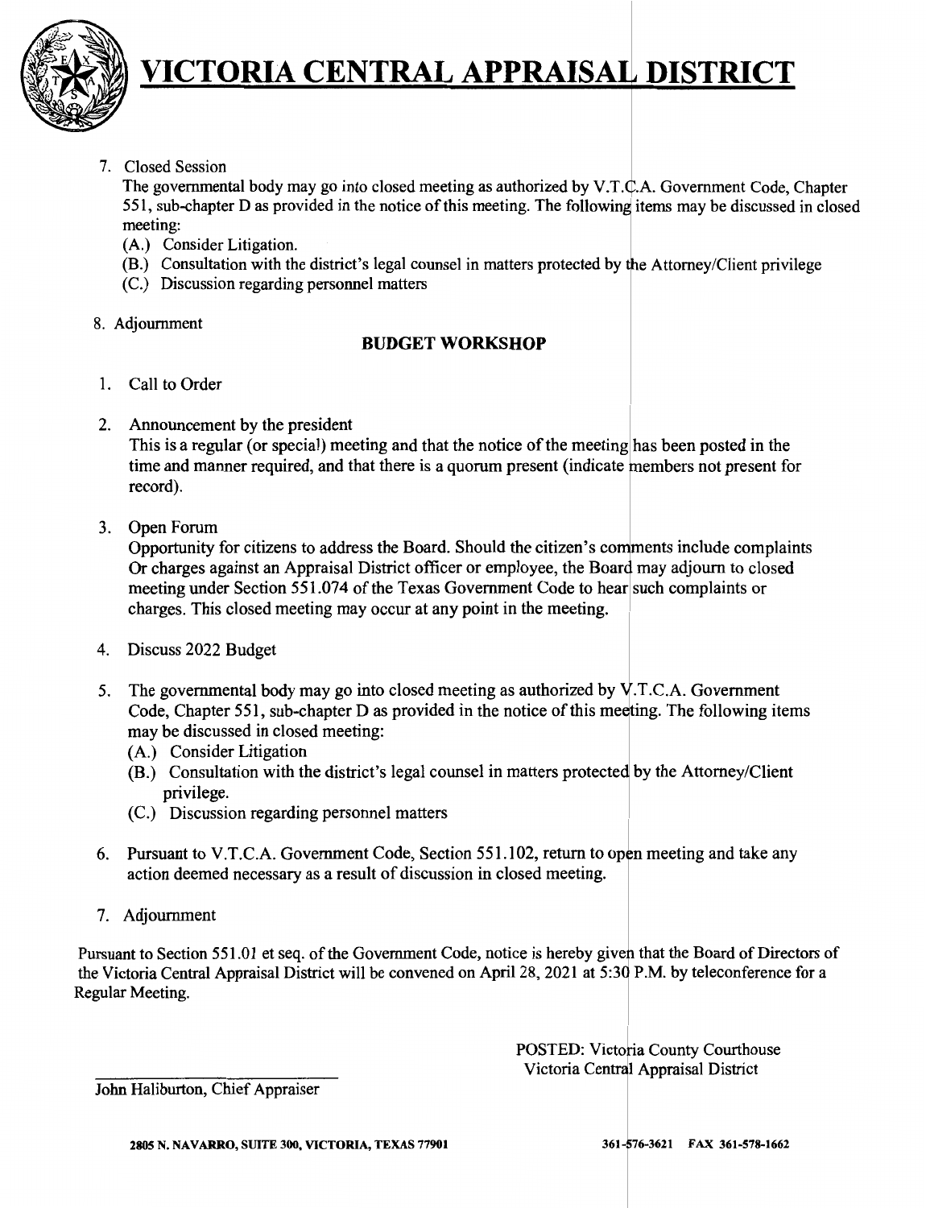# VICTORIA CENTRAL APPRAISAL DISTRICT

7. Closed Session
   The governmental body may go into closed meeting as authorized by V.T.C.A. Government Code, Chapter 551, sub-chapter D as provided in the notice of this meeting. The following items may be discussed in closed meeting:
   (A.) Consider Litigation.
   (B.) Consultation with the district's legal counsel in matters protected by the Attorney/Client privilege
   (C.) Discussion regarding personnel matters

8. Adjournment

## BUDGET WORKSHOP

1. Call to Order

2. Announcement by the president
   This is a regular (or special) meeting and that the notice of the meeting has been posted in the time and manner required, and that there is a quorum present (indicate members not present for record).

3. Open Forum
   Opportunity for citizens to address the Board. Should the citizen's comments include complaints Or charges against an Appraisal District officer or employee, the Board may adjourn to closed meeting under Section 551.074 of the Texas Government Code to hear such complaints or charges. This closed meeting may occur at any point in the meeting.

4. Discuss 2022 Budget

5. The governmental body may go into closed meeting as authorized by V.T.C.A. Government Code, Chapter 551, sub-chapter D as provided in the notice of this meeting. The following items may be discussed in closed meeting:
   (A.) Consider Litigation
   (B.) Consultation with the district's legal counsel in matters protected by the Attorney/Client privilege.
   (C.) Discussion regarding personnel matters

6. Pursuant to V.T.C.A. Government Code, Section 551.102, return to open meeting and take any action deemed necessary as a result of discussion in closed meeting.

7. Adjournment

Pursuant to Section 551.01 et seq. of the Government Code, notice is hereby given that the Board of Directors of the Victoria Central Appraisal District will be convened on April 28, 2021 at 5:30 P.M. by teleconference for a Regular Meeting.

POSTED: Victoria County Courthouse
Victoria Central Appraisal District

John Haliburton, Chief Appraiser

**2805 N. NAVARRO, SUITE 300, VICTORIA, TEXAS 77901** 361-576-3621 FAX 361-578-1662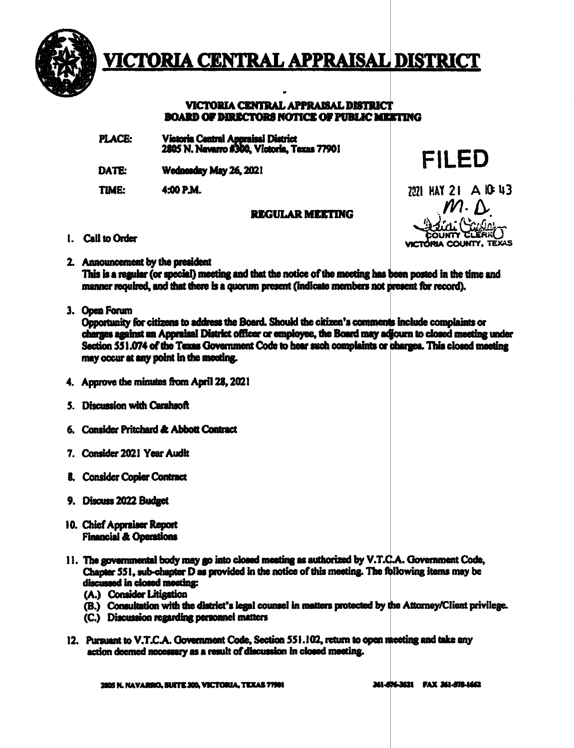# VICTORIA CENTRAL APPRAISAL DISTRICT

**VICTORIA CENTRAL APPRAISAL DISTRICT**
**BOARD OF DIRECTORS NOTICE OF PUBLIC MEETING**

**PLACE:** Victoria Central Appraisal District
2805 N. Navarro #300, Victoria, Texas 77901

**DATE:** Wednesday May 26, 2021

**TIME:** 4:00 P.M.

FILED

2021 MAY 21 A 10:43

M. D.

COUNTY CLERK
VICTORIA COUNTY, TEXAS

**REGULAR MEETING**

1. Call to Order

2. Announcement by the president
   This is a regular (or special) meeting and that the notice of the meeting has been posted in the time and manner required, and that there is a quorum present (indicate members not present for record).

3. Open Forum
   Opportunity for citizens to address the Board. Should the citizen's comments include complaints or charges against an Appraisal District officer or employee, the Board may adjourn to closed meeting under Section 551.074 of the Texas Government Code to hear such complaints or charges. This closed meeting may occur at any point in the meeting.

4. Approve the minutes from April 28, 2021

5. Discussion with Carahsoft

6. Consider Pritchard & Abbott Contract

7. Consider 2021 Year Audit

8. Consider Copier Contract

9. Discuss 2022 Budget

10. Chief Appraiser Report
    Financial & Operations

11. The governmental body may go into closed meeting as authorized by V.T.C.A. Government Code, Chapter 551, sub-chapter D as provided in the notice of this meeting. The following items may be discussed in closed meeting:
    (A.) Consider Litigation
    (B.) Consultation with the district's legal counsel in matters protected by the Attorney/Client privilege.
    (C.) Discussion regarding personnel matters

12. Pursuant to V.T.C.A. Government Code, Section 551.102, return to open meeting and take any action deemed necessary as a result of discussion in closed meeting.

2805 N. NAVARRO, SUITE 300, VICTORIA, TEXAS 77901 361-576-3621 FAX 361-578-1662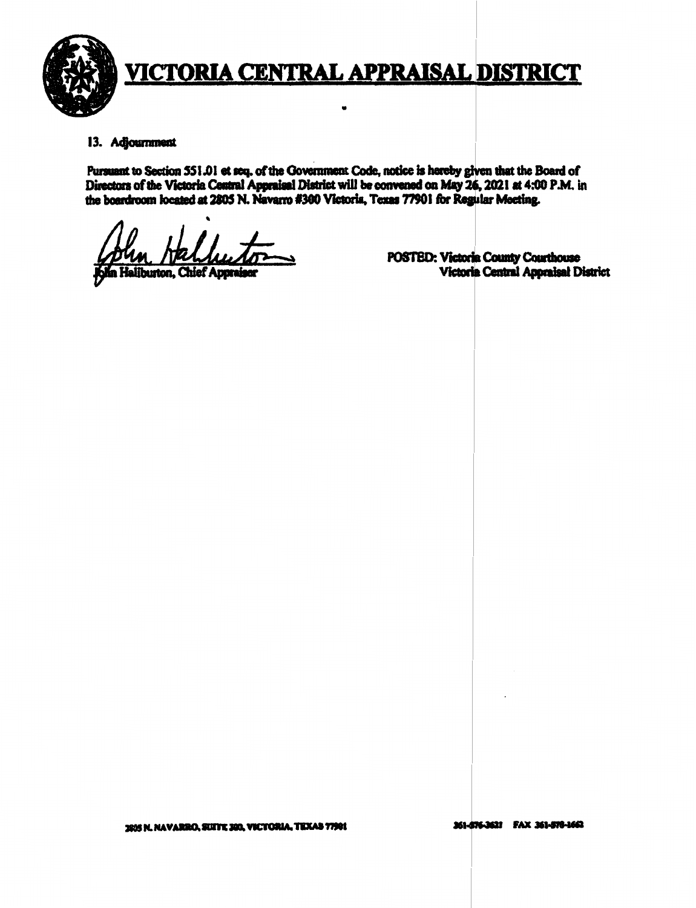# VICTORIA CENTRAL APPRAISAL DISTRICT

13. Adjournment

Pursuant to Section 551.01 et seq. of the Government Code, notice is hereby given that the Board of Directors of the Victoria Central Appraisal District will be convened on May 26, 2021 at 4:00 P.M. in the boardroom located at 2805 N. Navarro #300 Victoria, Texas 77901 for Regular Meeting.

John Haliburton, Chief Appraiser

POSTED: Victoria County Courthouse
Victoria Central Appraisal District

2805 N. NAVARRO, SUITE 300, VICTORIA, TEXAS 77901

361-576-3621 FAX 361-578-1662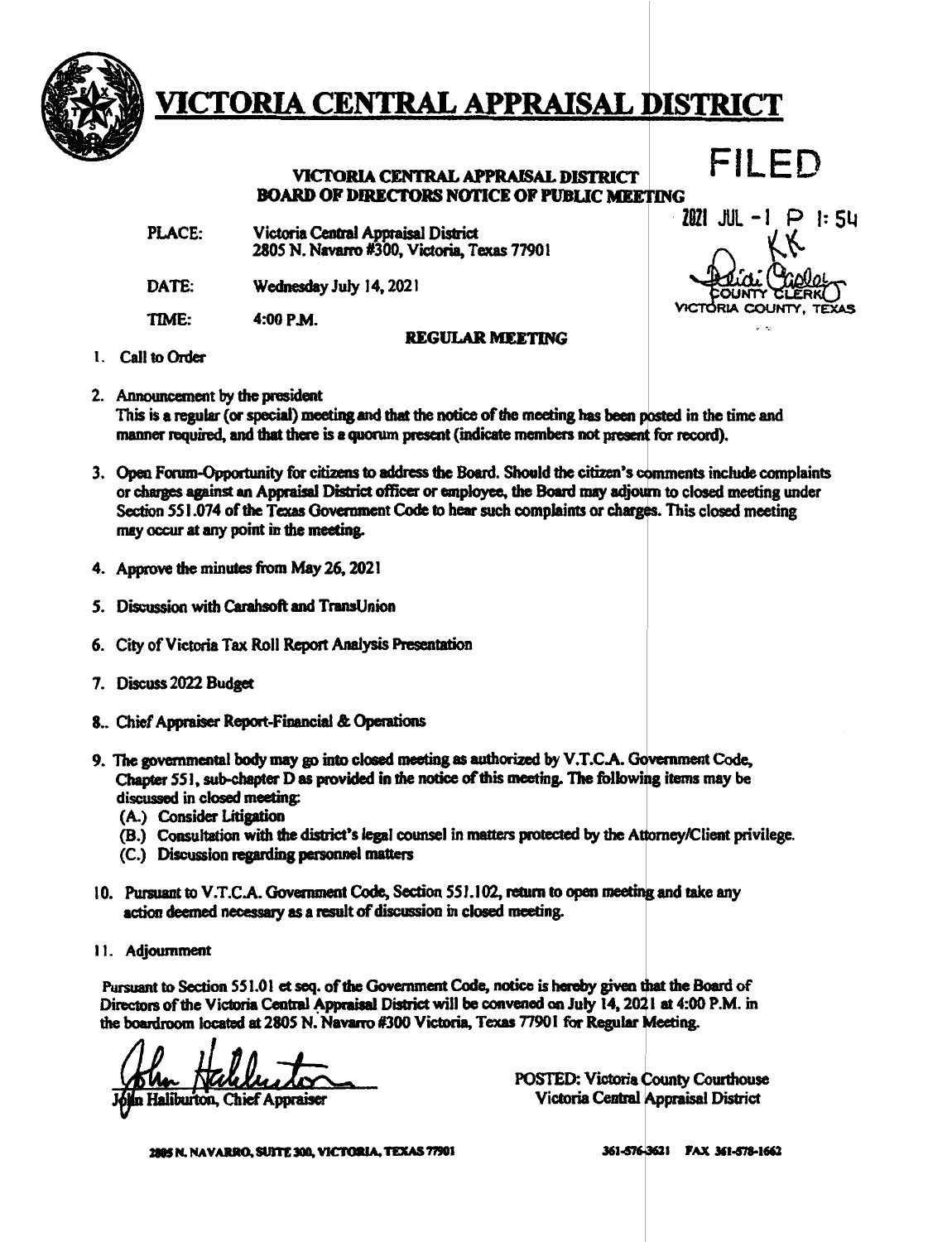# VICTORIA CENTRAL APPRAISAL DISTRICT

FILED

2021 JUL -1 P 1:54

KK

Heidi Easley
COUNTY CLERK
VICTORIA COUNTY, TEXAS

**VICTORIA CENTRAL APPRAISAL DISTRICT**
**BOARD OF DIRECTORS NOTICE OF PUBLIC MEETING**

| | |
|---|---|
| PLACE: | Victoria Central Appraisal District<br>2805 N. Navarro #300, Victoria, Texas 77901 |
| DATE: | Wednesday July 14, 2021 |
| TIME: | 4:00 P.M. |

**REGULAR MEETING**

1. Call to Order

2. Announcement by the president
   This is a regular (or special) meeting and that the notice of the meeting has been posted in the time and manner required, and that there is a quorum present (indicate members not present for record).

3. Open Forum-Opportunity for citizens to address the Board. Should the citizen's comments include complaints or charges against an Appraisal District officer or employee, the Board may adjourn to closed meeting under Section 551.074 of the Texas Government Code to hear such complaints or charges. This closed meeting may occur at any point in the meeting.

4. Approve the minutes from May 26, 2021

5. Discussion with Carahsoft and TransUnion

6. City of Victoria Tax Roll Report Analysis Presentation

7. Discuss 2022 Budget

8.. Chief Appraiser Report-Financial & Operations

9. The governmental body may go into closed meeting as authorized by V.T.C.A. Government Code, Chapter 551, sub-chapter D as provided in the notice of this meeting. The following items may be discussed in closed meeting:
   (A.) Consider Litigation
   (B.) Consultation with the district's legal counsel in matters protected by the Attorney/Client privilege.
   (C.) Discussion regarding personnel matters

10. Pursuant to V.T.C.A. Government Code, Section 551.102, return to open meeting and take any action deemed necessary as a result of discussion in closed meeting.

11. Adjournment

Pursuant to Section 551.01 et seq. of the Government Code, notice is hereby given that the Board of Directors of the Victoria Central Appraisal District will be convened on July 14, 2021 at 4:00 P.M. in the boardroom located at 2805 N. Navarro #300 Victoria, Texas 77901 for Regular Meeting.

John Haliburton, Chief Appraiser

POSTED: Victoria County Courthouse
Victoria Central Appraisal District

2805 N. NAVARRO, SUITE 300, VICTORIA, TEXAS 77901 361-576-3621 FAX 361-578-1662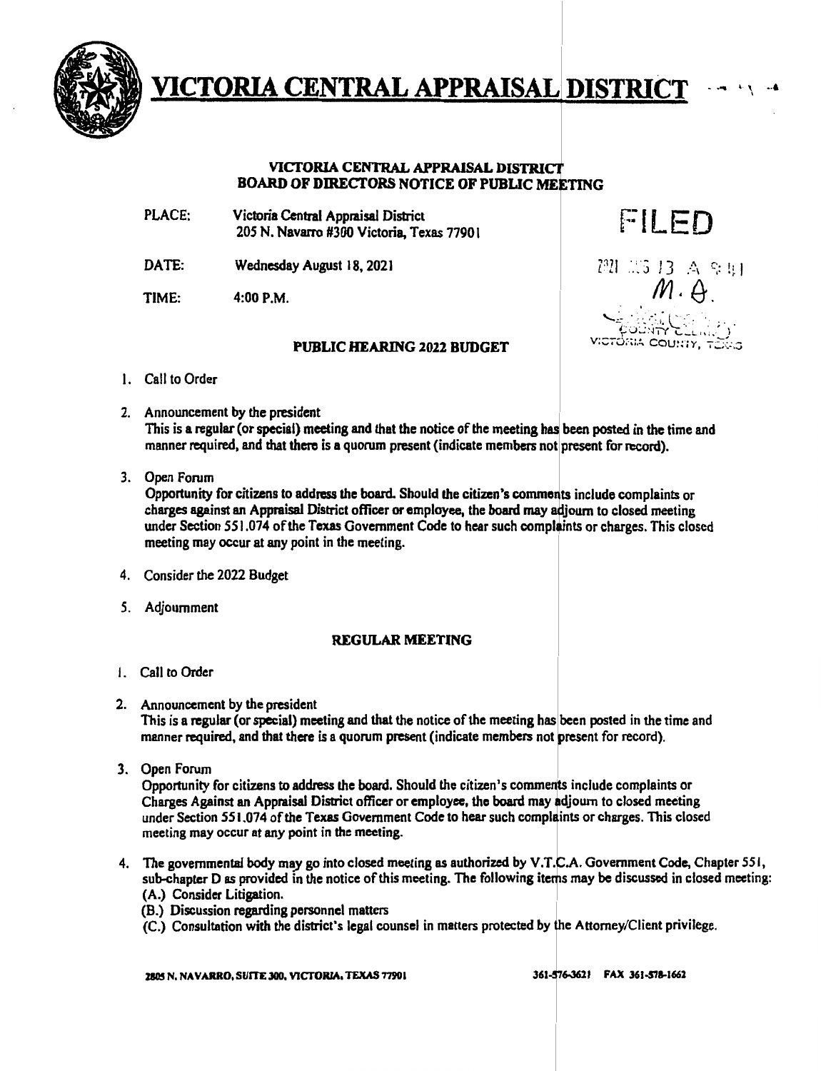# VICTORIA CENTRAL APPRAISAL DISTRICT

**VICTORIA CENTRAL APPRAISAL DISTRICT**
**BOARD OF DIRECTORS NOTICE OF PUBLIC MEETING**

FILED

2021 AUG 13 A 9:41
M. A.
COUNTY CLERK
VICTORIA COUNTY, TEXAS

PLACE: Victoria Central Appraisal District
205 N. Navarro #300 Victoria, Texas 77901

DATE: Wednesday August 18, 2021

TIME: 4:00 P.M.

**PUBLIC HEARING 2022 BUDGET**

1. Call to Order

2. Announcement by the president
This is a regular (or special) meeting and that the notice of the meeting has been posted in the time and manner required, and that there is a quorum present (indicate members not present for record).

3. Open Forum
Opportunity for citizens to address the board. Should the citizen's comments include complaints or charges against an Appraisal District officer or employee, the board may adjourn to closed meeting under Section 551.074 of the Texas Government Code to hear such complaints or charges. This closed meeting may occur at any point in the meeting.

4. Consider the 2022 Budget

5. Adjournment

**REGULAR MEETING**

1. Call to Order

2. Announcement by the president
This is a regular (or special) meeting and that the notice of the meeting has been posted in the time and manner required, and that there is a quorum present (indicate members not present for record).

3. Open Forum
Opportunity for citizens to address the board. Should the citizen's comments include complaints or Charges Against an Appraisal District officer or employee, the board may adjourn to closed meeting under Section 551.074 of the Texas Government Code to hear such complaints or charges. This closed meeting may occur at any point in the meeting.

4. The governmental body may go into closed meeting as authorized by V.T.C.A. Government Code, Chapter 551, sub-chapter D as provided in the notice of this meeting. The following items may be discussed in closed meeting:
   (A.) Consider Litigation.
   (B.) Discussion regarding personnel matters
   (C.) Consultation with the district's legal counsel in matters protected by the Attorney/Client privilege.

2805 N. NAVARRO, SUITE 300, VICTORIA, TEXAS 77901 361-576-3621 FAX 361-578-1662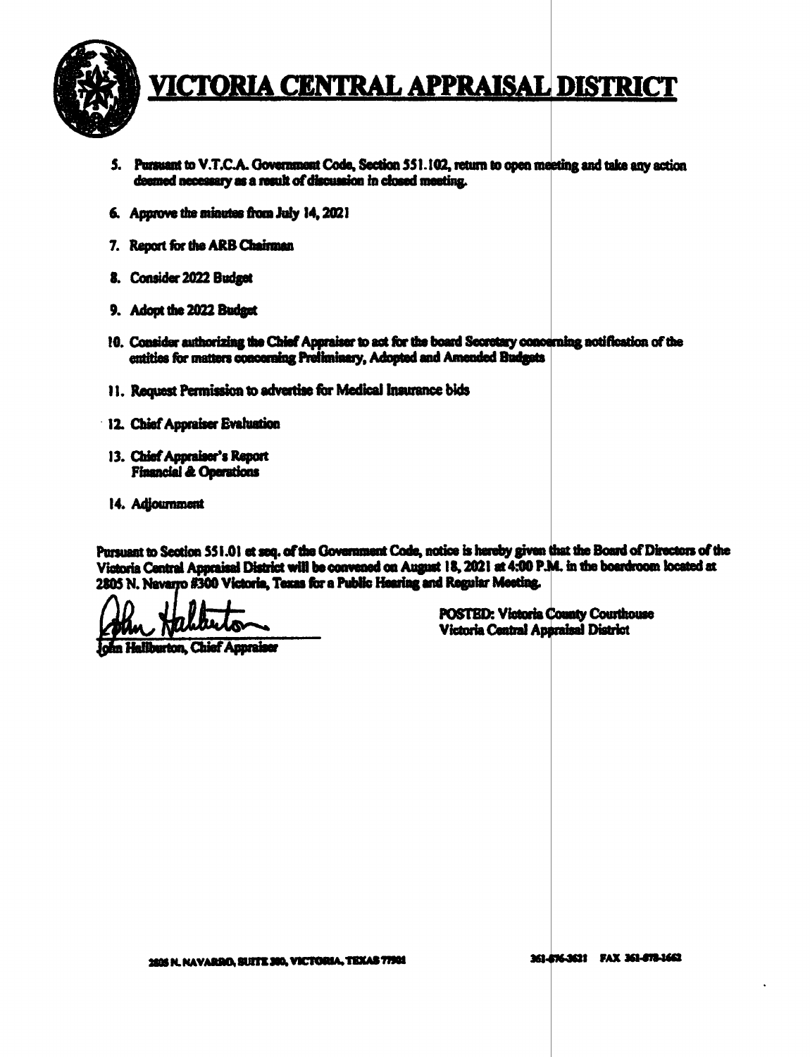# VICTORIA CENTRAL APPRAISAL DISTRICT

5. Pursuant to V.T.C.A. Government Code, Section 551.102, return to open meeting and take any action deemed necessary as a result of discussion in closed meeting.

6. Approve the minutes from July 14, 2021

7. Report for the ARB Chairman

8. Consider 2022 Budget

9. Adopt the 2022 Budget

10. Consider authorizing the Chief Appraiser to act for the board Secretary concerning notification of the entities for matters concerning Preliminary, Adopted and Amended Budgets

11. Request Permission to advertise for Medical Insurance bids

12. Chief Appraiser Evaluation

13. Chief Appraiser's Report
    Financial & Operations

14. Adjournment

Pursuant to Section 551.01 et seq. of the Government Code, notice is hereby given that the Board of Directors of the Victoria Central Appraisal District will be convened on August 18, 2021 at 4:00 P.M. in the boardroom located at 2805 N. Navarro #300 Victoria, Texas for a Public Hearing and Regular Meeting.

John Halburton, Chief Appraiser

POSTED: Victoria County Courthouse
Victoria Central Appraisal District

2805 N. NAVARRO, SUITE 300, VICTORIA, TEXAS 77901

361-576-3621 FAX 361-578-1662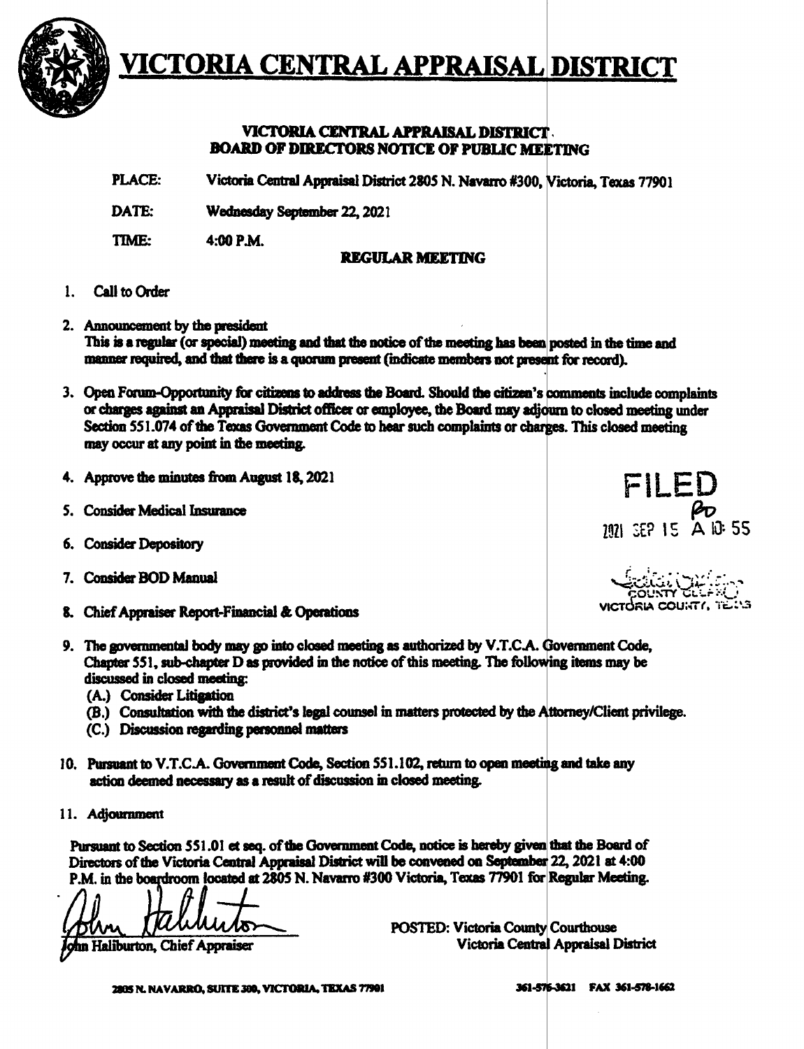# VICTORIA CENTRAL APPRAISAL DISTRICT

**VICTORIA CENTRAL APPRAISAL DISTRICT**
**BOARD OF DIRECTORS NOTICE OF PUBLIC MEETING**

**PLACE:** Victoria Central Appraisal District 2805 N. Navarro #300, Victoria, Texas 77901

**DATE:** Wednesday September 22, 2021

**TIME:** 4:00 P.M.

**REGULAR MEETING**

1. Call to Order

2. Announcement by the president
   This is a regular (or special) meeting and that the notice of the meeting has been posted in the time and manner required, and that there is a quorum present (indicate members not present for record).

3. Open Forum-Opportunity for citizens to address the Board. Should the citizen's comments include complaints or charges against an Appraisal District officer or employee, the Board may adjourn to closed meeting under Section 551.074 of the Texas Government Code to hear such complaints or charges. This closed meeting may occur at any point in the meeting.

4. Approve the minutes from August 18, 2021

5. Consider Medical Insurance

6. Consider Depository

7. Consider BOD Manual

8. Chief Appraiser Report-Financial & Operations

9. The governmental body may go into closed meeting as authorized by V.T.C.A. Government Code, Chapter 551, sub-chapter D as provided in the notice of this meeting. The following items may be discussed in closed meeting:
   (A.) Consider Litigation
   (B.) Consultation with the district's legal counsel in matters protected by the Attorney/Client privilege.
   (C.) Discussion regarding personnel matters

10. Pursuant to V.T.C.A. Government Code, Section 551.102, return to open meeting and take any action deemed necessary as a result of discussion in closed meeting.

11. Adjournment

FILED
2021 SEP 15 A 10:55
COUNTY CLERK
VICTORIA COUNTY, TEXAS

Pursuant to Section 551.01 et seq. of the Government Code, notice is hereby given that the Board of Directors of the Victoria Central Appraisal District will be convened on September 22, 2021 at 4:00 P.M. in the boardroom located at 2805 N. Navarro #300 Victoria, Texas 77901 for Regular Meeting.

John Haliburton, Chief Appraiser

POSTED: Victoria County Courthouse
Victoria Central Appraisal District

2805 N. NAVARRO, SUITE 300, VICTORIA, TEXAS 77901 361-576-3621 FAX 361-578-1662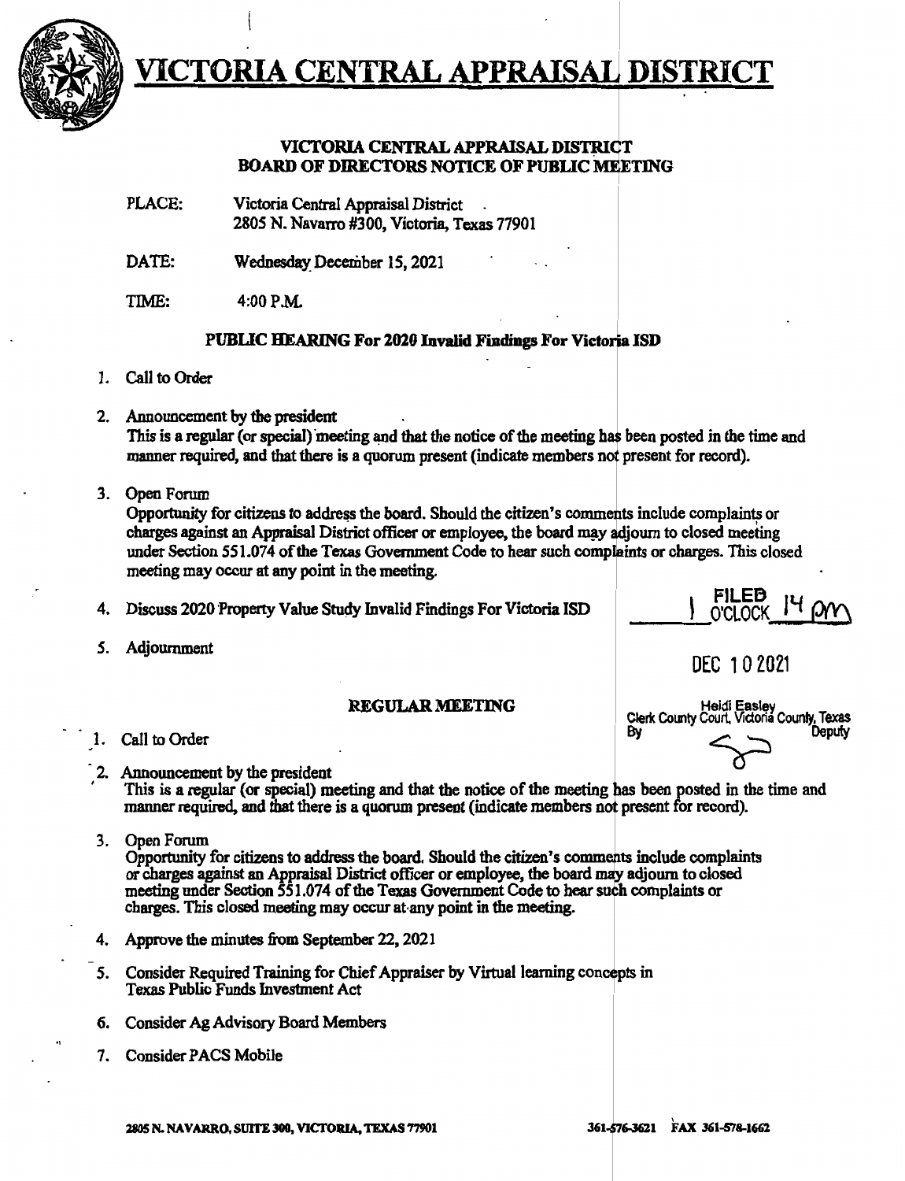# VICTORIA CENTRAL APPRAISAL DISTRICT

**VICTORIA CENTRAL APPRAISAL DISTRICT**
**BOARD OF DIRECTORS NOTICE OF PUBLIC MEETING**

PLACE: Victoria Central Appraisal District
2805 N. Navarro #300, Victoria, Texas 77901

DATE: Wednesday December 15, 2021

TIME: 4:00 P.M.

**PUBLIC HEARING For 2020 Invalid Findings For Victoria ISD**

1. Call to Order
2. Announcement by the president
   This is a regular (or special) meeting and that the notice of the meeting has been posted in the time and manner required, and that there is a quorum present (indicate members not present for record).
3. Open Forum
   Opportunity for citizens to address the board. Should the citizen's comments include complaints or charges against an Appraisal District officer or employee, the board may adjourn to closed meeting under Section 551.074 of the Texas Government Code to hear such complaints or charges. This closed meeting may occur at any point in the meeting.
4. Discuss 2020 Property Value Study Invalid Findings For Victoria ISD
5. Adjournment

FILED 1 O'CLOCK 14 pm

DEC 10 2021

Heidi Easley
Clerk County Court, Victoria County, Texas
By Deputy

**REGULAR MEETING**

1. Call to Order
2. Announcement by the president
   This is a regular (or special) meeting and that the notice of the meeting has been posted in the time and manner required, and that there is a quorum present (indicate members not present for record).
3. Open Forum
   Opportunity for citizens to address the board. Should the citizen's comments include complaints or charges against an Appraisal District officer or employee, the board may adjourn to closed meeting under Section 551.074 of the Texas Government Code to hear such complaints or charges. This closed meeting may occur at any point in the meeting.
4. Approve the minutes from September 22, 2021
5. Consider Required Training for Chief Appraiser by Virtual learning concepts in Texas Public Funds Investment Act
6. Consider Ag Advisory Board Members
7. Consider PACS Mobile

2805 N. NAVARRO, SUITE 300, VICTORIA, TEXAS 77901 361-576-3621 FAX 361-578-1662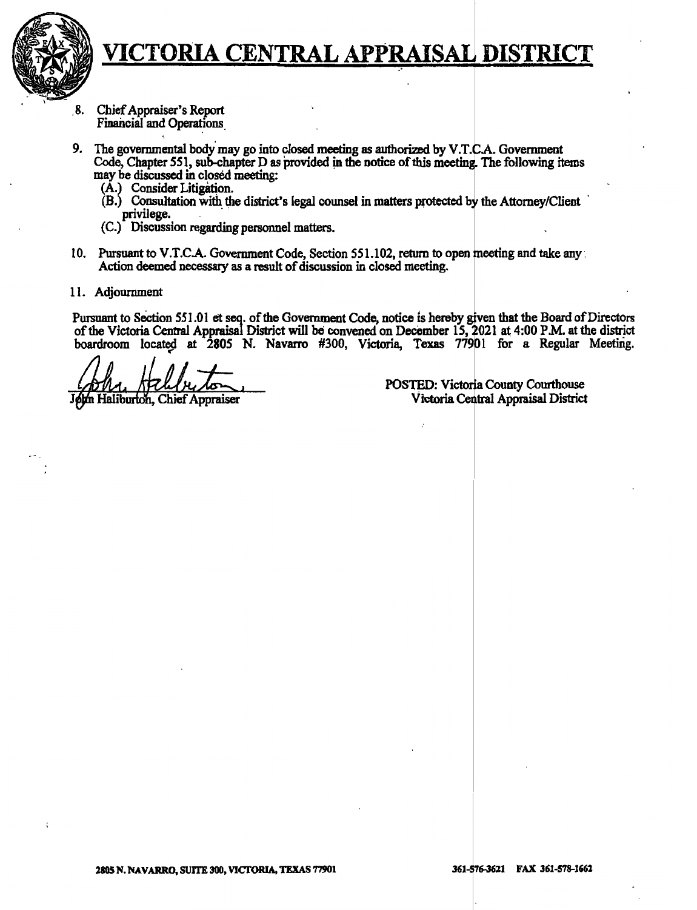# VICTORIA CENTRAL APPRAISAL DISTRICT

8. Chief Appraiser's Report
   Financial and Operations

9. The governmental body may go into closed meeting as authorized by V.T.C.A. Government Code, Chapter 551, sub-chapter D as provided in the notice of this meeting. The following items may be discussed in closed meeting:
   (A.) Consider Litigation.
   (B.) Consultation with the district's legal counsel in matters protected by the Attorney/Client privilege.
   (C.) Discussion regarding personnel matters.

10. Pursuant to V.T.C.A. Government Code, Section 551.102, return to open meeting and take any Action deemed necessary as a result of discussion in closed meeting.

11. Adjournment

Pursuant to Section 551.01 et seq. of the Government Code, notice is hereby given that the Board of Directors of the Victoria Central Appraisal District will be convened on December 15, 2021 at 4:00 P.M. at the district boardroom located at 2805 N. Navarro #300, Victoria, Texas 77901 for a Regular Meeting.

John Haliburton, Chief Appraiser

POSTED: Victoria County Courthouse
Victoria Central Appraisal District

2805 N. NAVARRO, SUITE 300, VICTORIA, TEXAS 77901 361-576-3621 FAX 361-578-1662